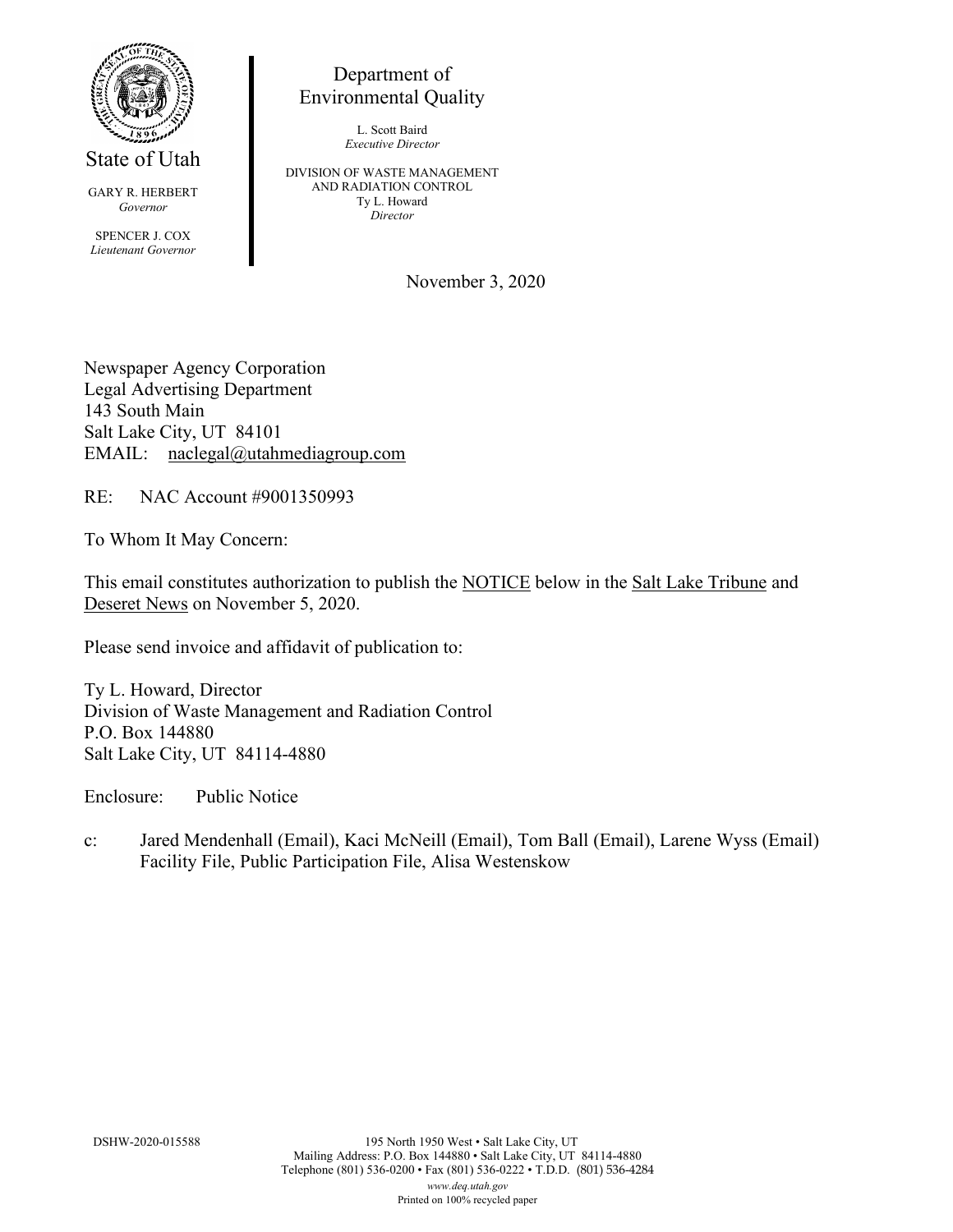State of Utah

GARY R. HERBERT
*Governor*

SPENCER J. COX
*Lieutenant Governor*

Department of
Environmental Quality

L. Scott Baird
*Executive Director*

DIVISION OF WASTE MANAGEMENT
AND RADIATION CONTROL
Ty L. Howard
*Director*

November 3, 2020

Newspaper Agency Corporation
Legal Advertising Department
143 South Main
Salt Lake City, UT 84101
EMAIL: naclegal@utahmediagroup.com

RE: NAC Account #9001350993

To Whom It May Concern:

This email constitutes authorization to publish the NOTICE below in the Salt Lake Tribune and Deseret News on November 5, 2020.

Please send invoice and affidavit of publication to:

Ty L. Howard, Director
Division of Waste Management and Radiation Control
P.O. Box 144880
Salt Lake City, UT 84114-4880

Enclosure: Public Notice

c: Jared Mendenhall (Email), Kaci McNeill (Email), Tom Ball (Email), Larene Wyss (Email)
Facility File, Public Participation File, Alisa Westenskow

DSHW-2020-015588

195 North 1950 West • Salt Lake City, UT
Mailing Address: P.O. Box 144880 • Salt Lake City, UT 84114-4880
Telephone (801) 536-0200 • Fax (801) 536-0222 • T.D.D. (801) 536-4284
*www.deq.utah.gov*
Printed on 100% recycled paper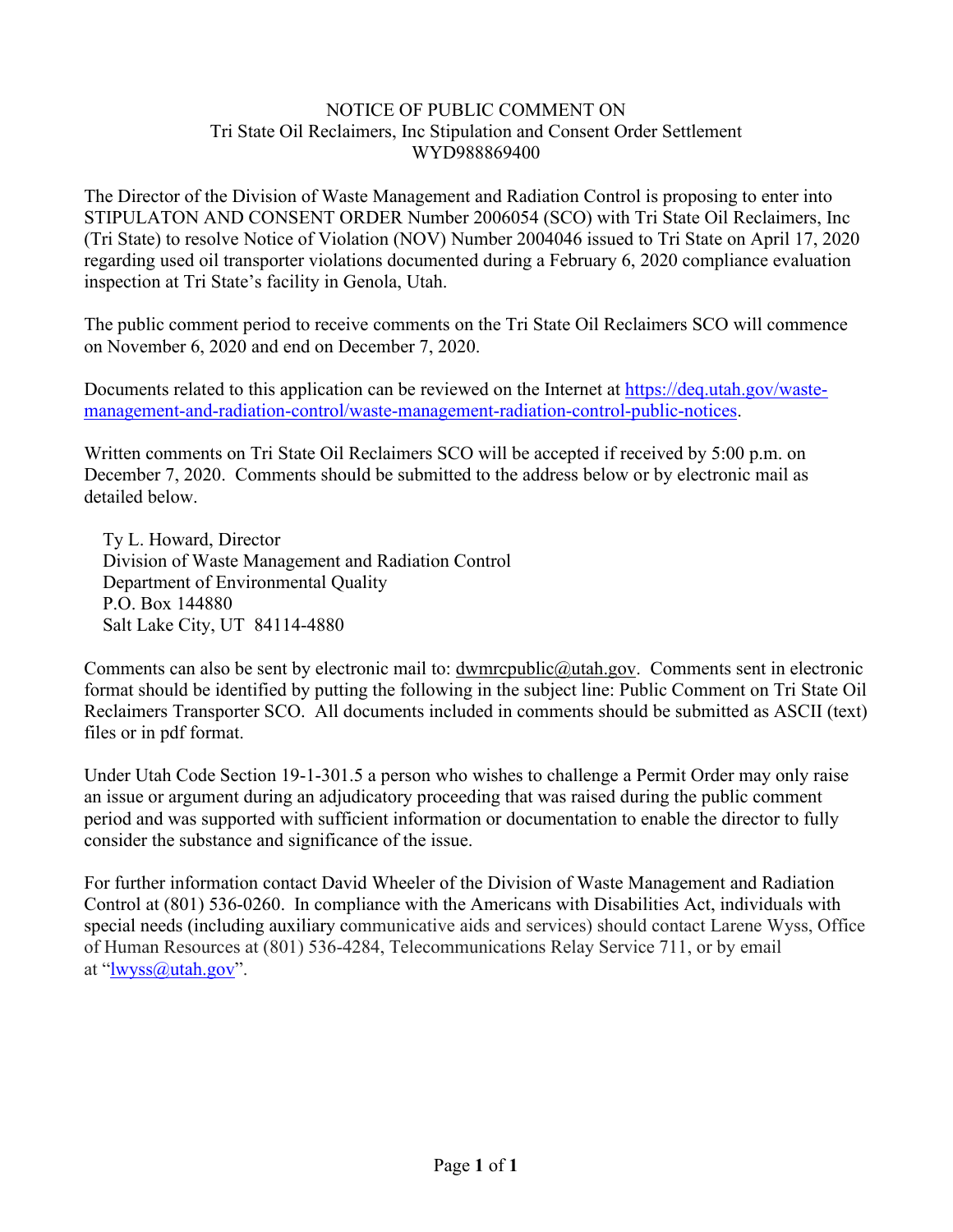NOTICE OF PUBLIC COMMENT ON
Tri State Oil Reclaimers, Inc Stipulation and Consent Order Settlement
WYD988869400

The Director of the Division of Waste Management and Radiation Control is proposing to enter into STIPULATON AND CONSENT ORDER Number 2006054 (SCO) with Tri State Oil Reclaimers, Inc (Tri State) to resolve Notice of Violation (NOV) Number 2004046 issued to Tri State on April 17, 2020 regarding used oil transporter violations documented during a February 6, 2020 compliance evaluation inspection at Tri State's facility in Genola, Utah.

The public comment period to receive comments on the Tri State Oil Reclaimers SCO will commence on November 6, 2020 and end on December 7, 2020.

Documents related to this application can be reviewed on the Internet at https://deq.utah.gov/waste-management-and-radiation-control/waste-management-radiation-control-public-notices.

Written comments on Tri State Oil Reclaimers SCO will be accepted if received by 5:00 p.m. on December 7, 2020. Comments should be submitted to the address below or by electronic mail as detailed below.

Ty L. Howard, Director
Division of Waste Management and Radiation Control
Department of Environmental Quality
P.O. Box 144880
Salt Lake City, UT 84114-4880

Comments can also be sent by electronic mail to: dwmrcpublic@utah.gov. Comments sent in electronic format should be identified by putting the following in the subject line: Public Comment on Tri State Oil Reclaimers Transporter SCO. All documents included in comments should be submitted as ASCII (text) files or in pdf format.

Under Utah Code Section 19-1-301.5 a person who wishes to challenge a Permit Order may only raise an issue or argument during an adjudicatory proceeding that was raised during the public comment period and was supported with sufficient information or documentation to enable the director to fully consider the substance and significance of the issue.

For further information contact David Wheeler of the Division of Waste Management and Radiation Control at (801) 536-0260. In compliance with the Americans with Disabilities Act, individuals with special needs (including auxiliary communicative aids and services) should contact Larene Wyss, Office of Human Resources at (801) 536-4284, Telecommunications Relay Service 711, or by email at "lwyss@utah.gov".